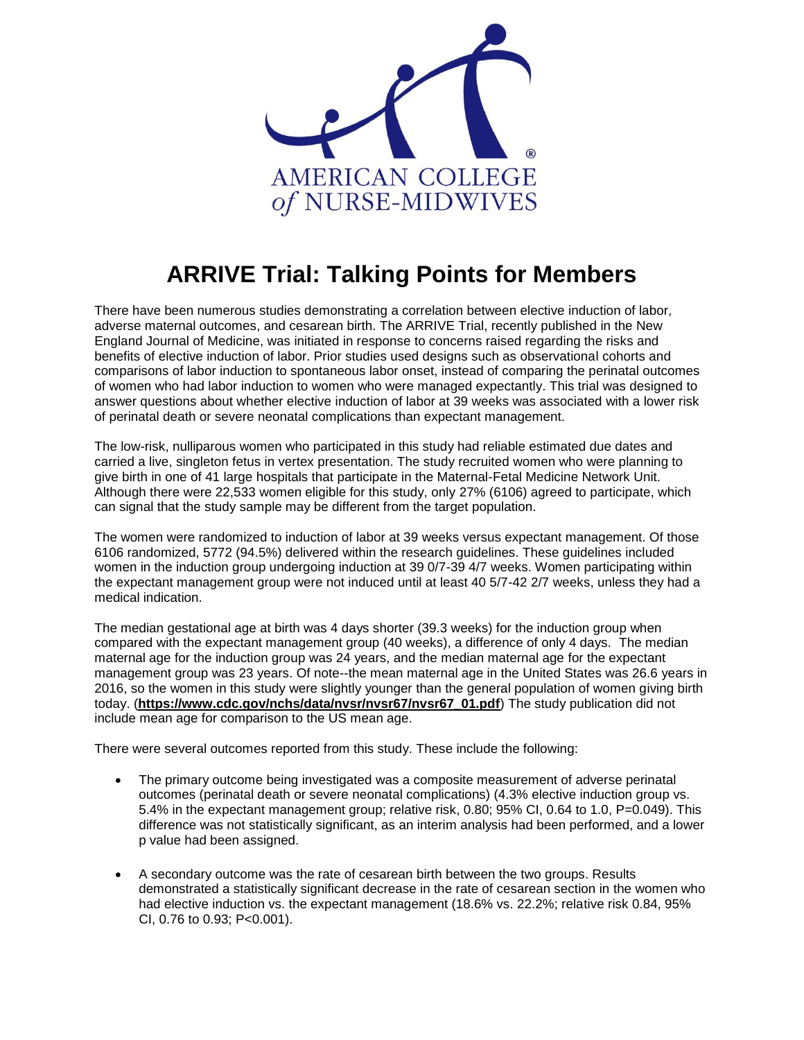AMERICAN COLLEGE of NURSE-MIDWIVES

# ARRIVE Trial: Talking Points for Members

There have been numerous studies demonstrating a correlation between elective induction of labor, adverse maternal outcomes, and cesarean birth. The ARRIVE Trial, recently published in the New England Journal of Medicine, was initiated in response to concerns raised regarding the risks and benefits of elective induction of labor. Prior studies used designs such as observational cohorts and comparisons of labor induction to spontaneous labor onset, instead of comparing the perinatal outcomes of women who had labor induction to women who were managed expectantly. This trial was designed to answer questions about whether elective induction of labor at 39 weeks was associated with a lower risk of perinatal death or severe neonatal complications than expectant management.

The low-risk, nulliparous women who participated in this study had reliable estimated due dates and carried a live, singleton fetus in vertex presentation. The study recruited women who were planning to give birth in one of 41 large hospitals that participate in the Maternal-Fetal Medicine Network Unit. Although there were 22,533 women eligible for this study, only 27% (6106) agreed to participate, which can signal that the study sample may be different from the target population.

The women were randomized to induction of labor at 39 weeks versus expectant management. Of those 6106 randomized, 5772 (94.5%) delivered within the research guidelines. These guidelines included women in the induction group undergoing induction at 39 0/7-39 4/7 weeks. Women participating within the expectant management group were not induced until at least 40 5/7-42 2/7 weeks, unless they had a medical indication.

The median gestational age at birth was 4 days shorter (39.3 weeks) for the induction group when compared with the expectant management group (40 weeks), a difference of only 4 days. The median maternal age for the induction group was 24 years, and the median maternal age for the expectant management group was 23 years. Of note--the mean maternal age in the United States was 26.6 years in 2016, so the women in this study were slightly younger than the general population of women giving birth today. (**https://www.cdc.gov/nchs/data/nvsr/nvsr67/nvsr67_01.pdf**) The study publication did not include mean age for comparison to the US mean age.

There were several outcomes reported from this study. These include the following:

- The primary outcome being investigated was a composite measurement of adverse perinatal outcomes (perinatal death or severe neonatal complications) (4.3% elective induction group vs. 5.4% in the expectant management group; relative risk, 0.80; 95% CI, 0.64 to 1.0, P=0.049). This difference was not statistically significant, as an interim analysis had been performed, and a lower p value had been assigned.

- A secondary outcome was the rate of cesarean birth between the two groups. Results demonstrated a statistically significant decrease in the rate of cesarean section in the women who had elective induction vs. the expectant management (18.6% vs. 22.2%; relative risk 0.84, 95% CI, 0.76 to 0.93; P<0.001).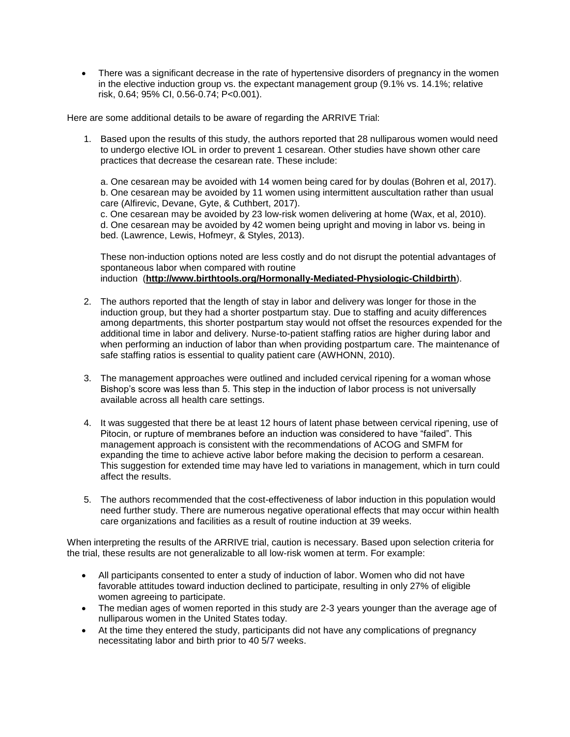- There was a significant decrease in the rate of hypertensive disorders of pregnancy in the women in the elective induction group vs. the expectant management group (9.1% vs. 14.1%; relative risk, 0.64; 95% CI, 0.56-0.74; P<0.001).

Here are some additional details to be aware of regarding the ARRIVE Trial:

1. Based upon the results of this study, the authors reported that 28 nulliparous women would need to undergo elective IOL in order to prevent 1 cesarean. Other studies have shown other care practices that decrease the cesarean rate. These include:

   a. One cesarean may be avoided with 14 women being cared for by doulas (Bohren et al, 2017).
   b. One cesarean may be avoided by 11 women using intermittent auscultation rather than usual care (Alfirevic, Devane, Gyte, & Cuthbert, 2017).
   c. One cesarean may be avoided by 23 low-risk women delivering at home (Wax, et al, 2010).
   d. One cesarean may be avoided by 42 women being upright and moving in labor vs. being in bed. (Lawrence, Lewis, Hofmeyr, & Styles, 2013).

   These non-induction options noted are less costly and do not disrupt the potential advantages of spontaneous labor when compared with routine induction (**http://www.birthtools.org/Hormonally-Mediated-Physiologic-Childbirth**).

2. The authors reported that the length of stay in labor and delivery was longer for those in the induction group, but they had a shorter postpartum stay. Due to staffing and acuity differences among departments, this shorter postpartum stay would not offset the resources expended for the additional time in labor and delivery. Nurse-to-patient staffing ratios are higher during labor and when performing an induction of labor than when providing postpartum care. The maintenance of safe staffing ratios is essential to quality patient care (AWHONN, 2010).

3. The management approaches were outlined and included cervical ripening for a woman whose Bishop's score was less than 5. This step in the induction of labor process is not universally available across all health care settings.

4. It was suggested that there be at least 12 hours of latent phase between cervical ripening, use of Pitocin, or rupture of membranes before an induction was considered to have "failed". This management approach is consistent with the recommendations of ACOG and SMFM for expanding the time to achieve active labor before making the decision to perform a cesarean. This suggestion for extended time may have led to variations in management, which in turn could affect the results.

5. The authors recommended that the cost-effectiveness of labor induction in this population would need further study. There are numerous negative operational effects that may occur within health care organizations and facilities as a result of routine induction at 39 weeks.

When interpreting the results of the ARRIVE trial, caution is necessary. Based upon selection criteria for the trial, these results are not generalizable to all low-risk women at term. For example:

- All participants consented to enter a study of induction of labor. Women who did not have favorable attitudes toward induction declined to participate, resulting in only 27% of eligible women agreeing to participate.
- The median ages of women reported in this study are 2-3 years younger than the average age of nulliparous women in the United States today.
- At the time they entered the study, participants did not have any complications of pregnancy necessitating labor and birth prior to 40 5/7 weeks.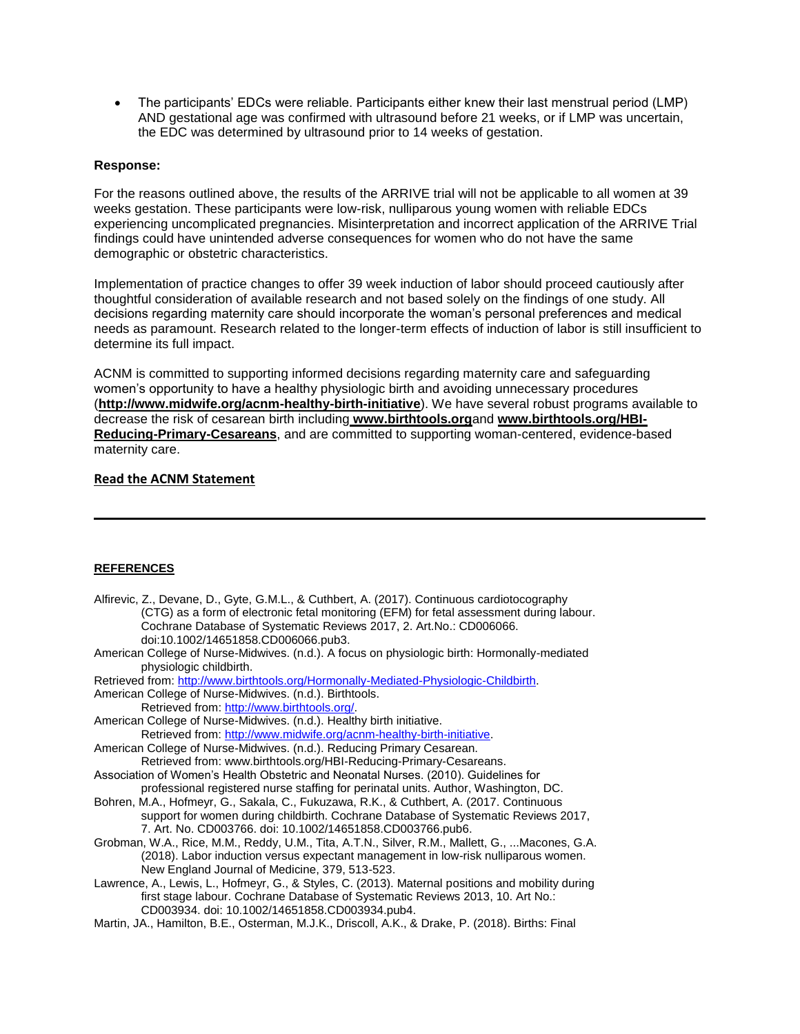- The participants' EDCs were reliable. Participants either knew their last menstrual period (LMP) AND gestational age was confirmed with ultrasound before 21 weeks, or if LMP was uncertain, the EDC was determined by ultrasound prior to 14 weeks of gestation.

**Response:**

For the reasons outlined above, the results of the ARRIVE trial will not be applicable to all women at 39 weeks gestation. These participants were low-risk, nulliparous young women with reliable EDCs experiencing uncomplicated pregnancies. Misinterpretation and incorrect application of the ARRIVE Trial findings could have unintended adverse consequences for women who do not have the same demographic or obstetric characteristics.

Implementation of practice changes to offer 39 week induction of labor should proceed cautiously after thoughtful consideration of available research and not based solely on the findings of one study. All decisions regarding maternity care should incorporate the woman's personal preferences and medical needs as paramount. Research related to the longer-term effects of induction of labor is still insufficient to determine its full impact.

ACNM is committed to supporting informed decisions regarding maternity care and safeguarding women's opportunity to have a healthy physiologic birth and avoiding unnecessary procedures (**http://www.midwife.org/acnm-healthy-birth-initiative**). We have several robust programs available to decrease the risk of cesarean birth including **www.birthtools.org** and **www.birthtools.org/HBI-Reducing-Primary-Cesareans**, and are committed to supporting woman-centered, evidence-based maternity care.

**Read the ACNM Statement**

---

**REFERENCES**

Alfirevic, Z., Devane, D., Gyte, G.M.L., & Cuthbert, A. (2017). Continuous cardiotocography (CTG) as a form of electronic fetal monitoring (EFM) for fetal assessment during labour. Cochrane Database of Systematic Reviews 2017, 2. Art.No.: CD006066. doi:10.1002/14651858.CD006066.pub3.

American College of Nurse-Midwives. (n.d.). A focus on physiologic birth: Hormonally-mediated physiologic childbirth.
Retrieved from: http://www.birthtools.org/Hormonally-Mediated-Physiologic-Childbirth.

American College of Nurse-Midwives. (n.d.). Birthtools. Retrieved from: http://www.birthtools.org/.

American College of Nurse-Midwives. (n.d.). Healthy birth initiative. Retrieved from: http://www.midwife.org/acnm-healthy-birth-initiative.

American College of Nurse-Midwives. (n.d.). Reducing Primary Cesarean. Retrieved from: www.birthtools.org/HBI-Reducing-Primary-Cesareans.

Association of Women's Health Obstetric and Neonatal Nurses. (2010). Guidelines for professional registered nurse staffing for perinatal units. Author, Washington, DC.

Bohren, M.A., Hofmeyr, G., Sakala, C., Fukuzawa, R.K., & Cuthbert, A. (2017. Continuous support for women during childbirth. Cochrane Database of Systematic Reviews 2017, 7. Art. No. CD003766. doi: 10.1002/14651858.CD003766.pub6.

Grobman, W.A., Rice, M.M., Reddy, U.M., Tita, A.T.N., Silver, R.M., Mallett, G., ...Macones, G.A. (2018). Labor induction versus expectant management in low-risk nulliparous women. New England Journal of Medicine, 379, 513-523.

Lawrence, A., Lewis, L., Hofmeyr, G., & Styles, C. (2013). Maternal positions and mobility during first stage labour. Cochrane Database of Systematic Reviews 2013, 10. Art No.: CD003934. doi: 10.1002/14651858.CD003934.pub4.

Martin, JA., Hamilton, B.E., Osterman, M.J.K., Driscoll, A.K., & Drake, P. (2018). Births: Final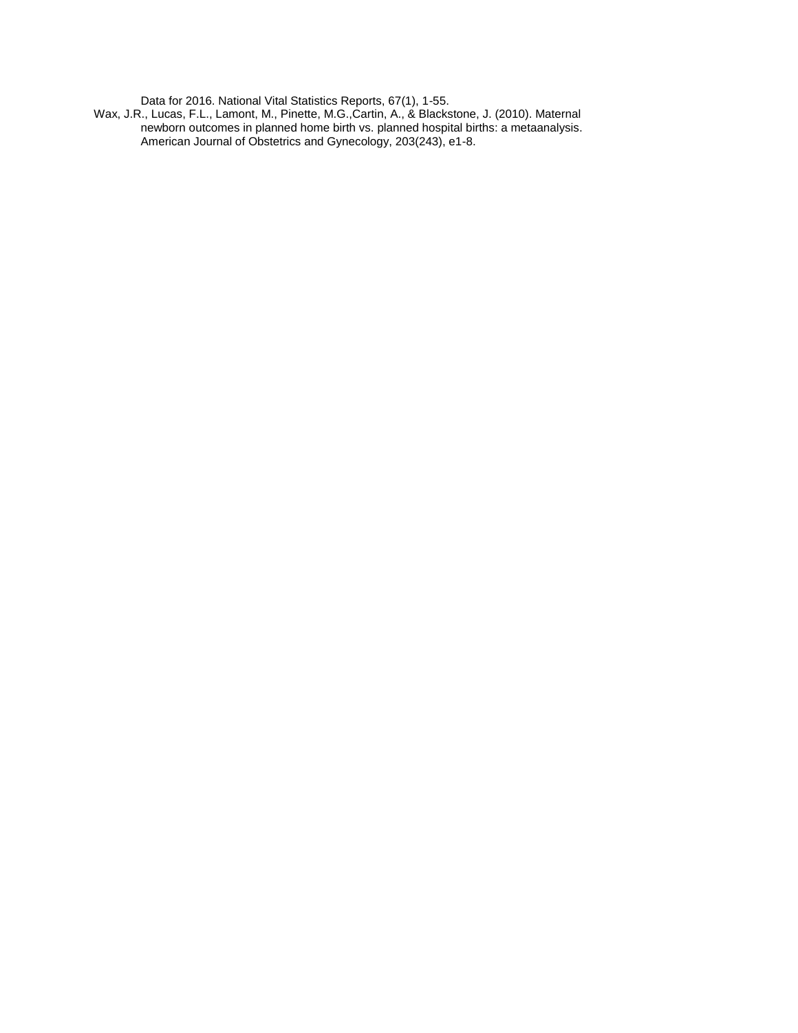Data for 2016. National Vital Statistics Reports, 67(1), 1-55.

Wax, J.R., Lucas, F.L., Lamont, M., Pinette, M.G.,Cartin, A., & Blackstone, J. (2010). Maternal newborn outcomes in planned home birth vs. planned hospital births: a metaanalysis. American Journal of Obstetrics and Gynecology, 203(243), e1-8.